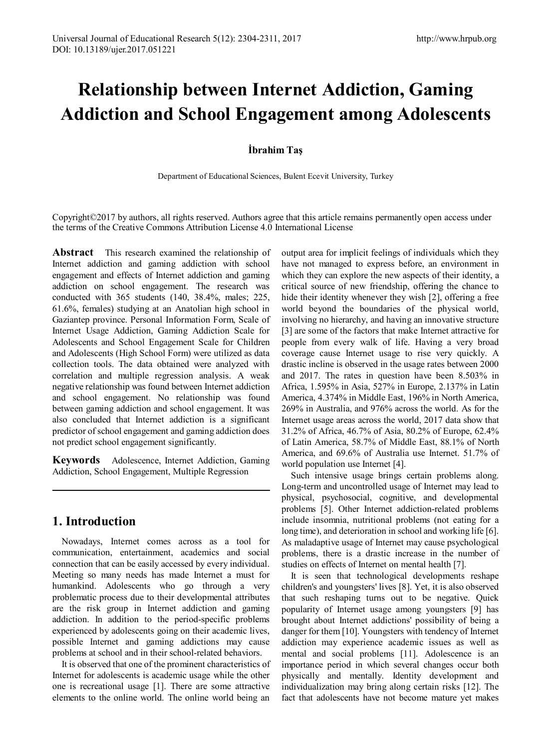# Relationship between Internet Addiction, Gaming Addiction and School Engagement among Adolescents

**İbrahim Taş**

Department of Educational Sciences, Bulent Ecevit University, Turkey

Copyright©2017 by authors, all rights reserved. Authors agree that this article remains permanently open access under the terms of the Creative Commons Attribution License 4.0 International License

**Abstract** This research examined the relationship of Internet addiction and gaming addiction with school engagement and effects of Internet addiction and gaming addiction on school engagement. The research was conducted with 365 students (140, 38.4%, males; 225, 61.6%, females) studying at an Anatolian high school in Gaziantep province. Personal Information Form, Scale of Internet Usage Addiction, Gaming Addiction Scale for Adolescents and School Engagement Scale for Children and Adolescents (High School Form) were utilized as data collection tools. The data obtained were analyzed with correlation and multiple regression analysis. A weak negative relationship was found between Internet addiction and school engagement. No relationship was found between gaming addiction and school engagement. It was also concluded that Internet addiction is a significant predictor of school engagement and gaming addiction does not predict school engagement significantly.

**Keywords** Adolescence, Internet Addiction, Gaming Addiction, School Engagement, Multiple Regression

## 1. Introduction

Nowadays, Internet comes across as a tool for communication, entertainment, academics and social connection that can be easily accessed by every individual. Meeting so many needs has made Internet a must for humankind. Adolescents who go through a very problematic process due to their developmental attributes are the risk group in Internet addiction and gaming addiction. In addition to the period-specific problems experienced by adolescents going on their academic lives, possible Internet and gaming addictions may cause problems at school and in their school-related behaviors.

It is observed that one of the prominent characteristics of Internet for adolescents is academic usage while the other one is recreational usage [1]. There are some attractive elements to the online world. The online world being an output area for implicit feelings of individuals which they have not managed to express before, an environment in which they can explore the new aspects of their identity, a critical source of new friendship, offering the chance to hide their identity whenever they wish [2], offering a free world beyond the boundaries of the physical world, involving no hierarchy, and having an innovative structure [3] are some of the factors that make Internet attractive for people from every walk of life. Having a very broad coverage cause Internet usage to rise very quickly. A drastic incline is observed in the usage rates between 2000 and 2017. The rates in question have been 8.503% in Africa, 1.595% in Asia, 527% in Europe, 2.137% in Latin America, 4.374% in Middle East, 196% in North America, 269% in Australia, and 976% across the world. As for the Internet usage areas across the world, 2017 data show that 31.2% of Africa, 46.7% of Asia, 80.2% of Europe, 62.4% of Latin America, 58.7% of Middle East, 88.1% of North America, and 69.6% of Australia use Internet. 51.7% of world population use Internet [4].

Such intensive usage brings certain problems along. Long-term and uncontrolled usage of Internet may lead to physical, psychosocial, cognitive, and developmental problems [5]. Other Internet addiction-related problems include insomnia, nutritional problems (not eating for a long time), and deterioration in school and working life [6]. As maladaptive usage of Internet may cause psychological problems, there is a drastic increase in the number of studies on effects of Internet on mental health [7].

It is seen that technological developments reshape children's and youngsters' lives [8]. Yet, it is also observed that such reshaping turns out to be negative. Quick popularity of Internet usage among youngsters [9] has brought about Internet addictions' possibility of being a danger for them [10]. Youngsters with tendency of Internet addiction may experience academic issues as well as mental and social problems [11]. Adolescence is an importance period in which several changes occur both physically and mentally. Identity development and individualization may bring along certain risks [12]. The fact that adolescents have not become mature yet makes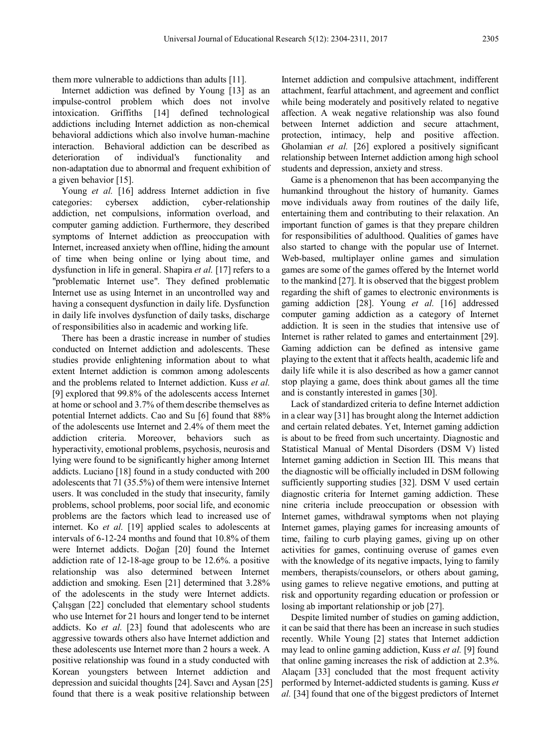them more vulnerable to addictions than adults [11].

Internet addiction was defined by Young [13] as an impulse-control problem which does not involve intoxication. Griffiths [14] defined technological addictions including Internet addiction as non-chemical behavioral addictions which also involve human-machine interaction. Behavioral addiction can be described as deterioration of individual's functionality and non-adaptation due to abnormal and frequent exhibition of a given behavior [15].

Young *et al.* [16] address Internet addiction in five categories: cybersex addiction, cyber-relationship addiction, net compulsions, information overload, and computer gaming addiction. Furthermore, they described symptoms of Internet addiction as preoccupation with Internet, increased anxiety when offline, hiding the amount of time when being online or lying about time, and dysfunction in life in general. Shapira *et al.* [17] refers to a "problematic Internet use". They defined problematic Internet use as using Internet in an uncontrolled way and having a consequent dysfunction in daily life. Dysfunction in daily life involves dysfunction of daily tasks, discharge of responsibilities also in academic and working life.

There has been a drastic increase in number of studies conducted on Internet addiction and adolescents. These studies provide enlightening information about to what extent Internet addiction is common among adolescents and the problems related to Internet addiction. Kuss *et al.* [9] explored that 99.8% of the adolescents access Internet at home or school and 3.7% of them describe themselves as potential Internet addicts. Cao and Su [6] found that 88% of the adolescents use Internet and 2.4% of them meet the addiction criteria. Moreover, behaviors such as hyperactivity, emotional problems, psychosis, neurosis and lying were found to be significantly higher among Internet addicts. Luciano [18] found in a study conducted with 200 adolescents that 71 (35.5%) of them were intensive Internet users. It was concluded in the study that insecurity, family problems, school problems, poor social life, and economic problems are the factors which lead to increased use of internet. Ko *et al.* [19] applied scales to adolescents at intervals of 6-12-24 months and found that 10.8% of them were Internet addicts. Doğan [20] found the Internet addiction rate of 12-18-age group to be 12.6%. a positive relationship was also determined between Internet addiction and smoking. Esen [21] determined that 3.28% of the adolescents in the study were Internet addicts. Çalışgan [22] concluded that elementary school students who use Internet for 21 hours and longer tend to be internet addicts. Ko *et al.* [23] found that adolescents who are aggressive towards others also have Internet addiction and these adolescents use Internet more than 2 hours a week. A positive relationship was found in a study conducted with Korean youngsters between Internet addiction and depression and suicidal thoughts [24]. Savcı and Aysan [25] found that there is a weak positive relationship between Internet addiction and compulsive attachment, indifferent attachment, fearful attachment, and agreement and conflict while being moderately and positively related to negative affection. A weak negative relationship was also found between Internet addiction and secure attachment, protection, intimacy, help and positive affection. Gholamian *et al.* [26] explored a positively significant relationship between Internet addiction among high school students and depression, anxiety and stress.

Game is a phenomenon that has been accompanying the humankind throughout the history of humanity. Games move individuals away from routines of the daily life, entertaining them and contributing to their relaxation. An important function of games is that they prepare children for responsibilities of adulthood. Qualities of games have also started to change with the popular use of Internet. Web-based, multiplayer online games and simulation games are some of the games offered by the Internet world to the mankind [27]. It is observed that the biggest problem regarding the shift of games to electronic environments is gaming addiction [28]. Young *et al.* [16] addressed computer gaming addiction as a category of Internet addiction. It is seen in the studies that intensive use of Internet is rather related to games and entertainment [29]. Gaming addiction can be defined as intensive game playing to the extent that it affects health, academic life and daily life while it is also described as how a gamer cannot stop playing a game, does think about games all the time and is constantly interested in games [30].

Lack of standardized criteria to define Internet addiction in a clear way [31] has brought along the Internet addiction and certain related debates. Yet, Internet gaming addiction is about to be freed from such uncertainty. Diagnostic and Statistical Manual of Mental Disorders (DSM V) listed Internet gaming addiction in Section III. This means that the diagnostic will be officially included in DSM following sufficiently supporting studies [32]. DSM V used certain diagnostic criteria for Internet gaming addiction. These nine criteria include preoccupation or obsession with Internet games, withdrawal symptoms when not playing Internet games, playing games for increasing amounts of time, failing to curb playing games, giving up on other activities for games, continuing overuse of games even with the knowledge of its negative impacts, lying to family members, therapists/counselors, or others about gaming, using games to relieve negative emotions, and putting at risk and opportunity regarding education or profession or losing ab important relationship or job [27].

Despite limited number of studies on gaming addiction, it can be said that there has been an increase in such studies recently. While Young [2] states that Internet addiction may lead to online gaming addiction, Kuss *et al.* [9] found that online gaming increases the risk of addiction at 2.3%. Alaçam [33] concluded that the most frequent activity performed by Internet-addicted students is gaming. Kuss *et al.* [34] found that one of the biggest predictors of Internet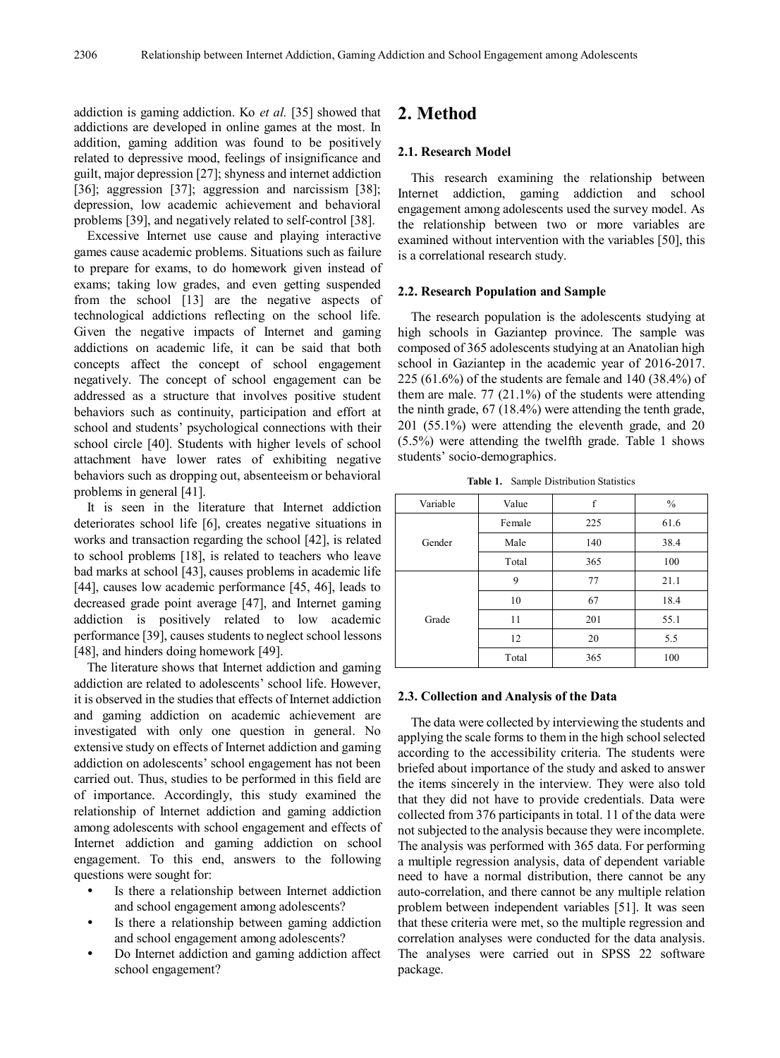addiction is gaming addiction. Ko *et al.* [35] showed that addictions are developed in online games at the most. In addition, gaming addition was found to be positively related to depressive mood, feelings of insignificance and guilt, major depression [27]; shyness and internet addiction [36]; aggression [37]; aggression and narcissism [38]; depression, low academic achievement and behavioral problems [39], and negatively related to self-control [38].

Excessive Internet use cause and playing interactive games cause academic problems. Situations such as failure to prepare for exams, to do homework given instead of exams; taking low grades, and even getting suspended from the school [13] are the negative aspects of technological addictions reflecting on the school life. Given the negative impacts of Internet and gaming addictions on academic life, it can be said that both concepts affect the concept of school engagement negatively. The concept of school engagement can be addressed as a structure that involves positive student behaviors such as continuity, participation and effort at school and students' psychological connections with their school circle [40]. Students with higher levels of school attachment have lower rates of exhibiting negative behaviors such as dropping out, absenteeism or behavioral problems in general [41].

It is seen in the literature that Internet addiction deteriorates school life [6], creates negative situations in works and transaction regarding the school [42], is related to school problems [18], is related to teachers who leave bad marks at school [43], causes problems in academic life [44], causes low academic performance [45, 46], leads to decreased grade point average [47], and Internet gaming addiction is positively related to low academic performance [39], causes students to neglect school lessons [48], and hinders doing homework [49].

The literature shows that Internet addiction and gaming addiction are related to adolescents' school life. However, it is observed in the studies that effects of Internet addiction and gaming addiction on academic achievement are investigated with only one question in general. No extensive study on effects of Internet addiction and gaming addiction on adolescents' school engagement has not been carried out. Thus, studies to be performed in this field are of importance. Accordingly, this study examined the relationship of Internet addiction and gaming addiction among adolescents with school engagement and effects of Internet addiction and gaming addiction on school engagement. To this end, answers to the following questions were sought for:

- Is there a relationship between Internet addiction and school engagement among adolescents?
- Is there a relationship between gaming addiction and school engagement among adolescents?
- Do Internet addiction and gaming addiction affect school engagement?

# 2. Method

### 2.1. Research Model

This research examining the relationship between Internet addiction, gaming addiction and school engagement among adolescents used the survey model. As the relationship between two or more variables are examined without intervention with the variables [50], this is a correlational research study.

### 2.2. Research Population and Sample

The research population is the adolescents studying at high schools in Gaziantep province. The sample was composed of 365 adolescents studying at an Anatolian high school in Gaziantep in the academic year of 2016-2017. 225 (61.6%) of the students are female and 140 (38.4%) of them are male. 77 (21.1%) of the students were attending the ninth grade, 67 (18.4%) were attending the tenth grade, 201 (55.1%) were attending the eleventh grade, and 20 (5.5%) were attending the twelfth grade. Table 1 shows students' socio-demographics.

**Table 1.** Sample Distribution Statistics

| Variable | Value | f | % |
|---|---|---|---|
| Gender | Female | 225 | 61.6 |
| | Male | 140 | 38.4 |
| | Total | 365 | 100 |
| Grade | 9 | 77 | 21.1 |
| | 10 | 67 | 18.4 |
| | 11 | 201 | 55.1 |
| | 12 | 20 | 5.5 |
| | Total | 365 | 100 |

### 2.3. Collection and Analysis of the Data

The data were collected by interviewing the students and applying the scale forms to them in the high school selected according to the accessibility criteria. The students were briefed about importance of the study and asked to answer the items sincerely in the interview. They were also told that they did not have to provide credentials. Data were collected from 376 participants in total. 11 of the data were not subjected to the analysis because they were incomplete. The analysis was performed with 365 data. For performing a multiple regression analysis, data of dependent variable need to have a normal distribution, there cannot be any auto-correlation, and there cannot be any multiple relation problem between independent variables [51]. It was seen that these criteria were met, so the multiple regression and correlation analyses were conducted for the data analysis. The analyses were carried out in SPSS 22 software package.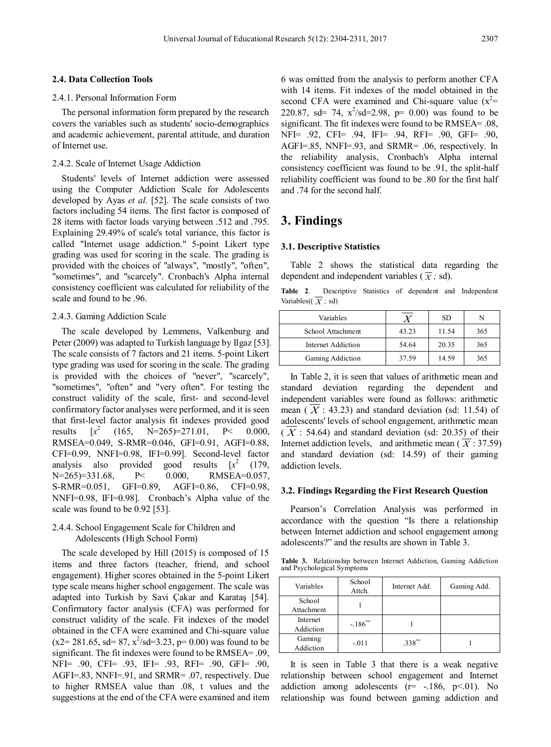### 2.4. Data Collection Tools

#### 2.4.1. Personal Information Form

The personal information form prepared by the research covers the variables such as students' socio-demographics and academic achievement, parental attitude, and duration of Internet use.

#### 2.4.2. Scale of Internet Usage Addiction

Students' levels of Internet addiction were assessed using the Computer Addiction Scale for Adolescents developed by Ayas *et al.* [52]. The scale consists of two factors including 54 items. The first factor is composed of 28 items with factor loads varying between .512 and .795. Explaining 29.49% of scale's total variance, this factor is called "Internet usage addiction." 5-point Likert type grading was used for scoring in the scale. The grading is provided with the choices of "always", "mostly", "often", "sometimes", and "scarcely". Cronbach's Alpha internal consistency coefficient was calculated for reliability of the scale and found to be .96.

#### 2.4.3. Gaming Addiction Scale

The scale developed by Lemmens, Valkenburg and Peter (2009) was adapted to Turkish language by Ilgaz [53]. The scale consists of 7 factors and 21 items. 5-point Likert type grading was used for scoring in the scale. The grading is provided with the choices of "never", "scarcely", "sometimes", "often" and "very often". For testing the construct validity of the scale, first- and second-level confirmatory factor analyses were performed, and it is seen that first-level factor analysis fit indexes provided good results [$x^2$ (165, N=265)=271.01, P< 0.000, RMSEA=0.049, S-RMR=0.046, GFI=0.91, AGFI=0.88, CFI=0.99, NNFI=0.98, IFI=0.99]. Second-level factor analysis also provided good results [$x^2$ (179, N=265)=331.68, P< 0.000, RMSEA=0.057, S-RMR=0.051, GFI=0.89, AGFI=0.86, CFI=0.98, NNFI=0.98, IFI=0.98]. Cronbach's Alpha value of the scale was found to be 0.92 [53].

#### 2.4.4. School Engagement Scale for Children and Adolescents (High School Form)

The scale developed by Hill (2015) is composed of 15 items and three factors (teacher, friend, and school engagement). Higher scores obtained in the 5-point Likert type scale means higher school engagement. The scale was adapted into Turkish by Savi Çakar and Karataş [54]. Confirmatory factor analysis (CFA) was performed for construct validity of the scale. Fit indexes of the model obtained in the CFA were examined and Chi-square value ($x2$= 281.65, sd= 87, $x^2$/sd=3.23, p= 0.00) was found to be significant. The fit indexes were found to be RMSEA= .09, NFI= .90, CFI= .93, IFI= .93, RFI= .90, GFI= .90, AGFI=.83, NNFI=.91, and SRMR= .07, respectively. Due to higher RMSEA value than .08, t values and the suggestions at the end of the CFA were examined and item 6 was omitted from the analysis to perform another CFA with 14 items. Fit indexes of the model obtained in the second CFA were examined and Chi-square value ($x^2$= 220.87, sd= 74, $x^2$/sd=2.98, p= 0.00) was found to be significant. The fit indexes were found to be RMSEA= .08, NFI= .92, CFI= .94, IFI= .94, RFI= .90, GFI= .90, AGFI=.85, NNFI=.93, and SRMR= .06, respectively. In the reliability analysis, Cronbach's Alpha internal consistency coefficient was found to be .91, the split-half reliability coefficient was found to be .80 for the first half and .74 for the second half.

# 3. Findings

### 3.1. Descriptive Statistics

Table 2 shows the statistical data regarding the dependent and independent variables ($\overline{X}$*;* sd).

**Table 2**. Descriptive Statistics of dependent and Independent Variables(($\overline{X}$*;* sd)

| Variables | $\overline{X}$ | SD | N |
|---|---|---|---|
| School Attachment | 43.23 | 11.54 | 365 |
| Internet Addiction | 54.64 | 20.35 | 365 |
| Gaming Addiction | 37.59 | 14.59 | 365 |

In Table 2, it is seen that values of arithmetic mean and standard deviation regarding the dependent and independent variables were found as follows: arithmetic mean ($\overline{X}$ : 43.23) and standard deviation (sd: 11.54) of adolescents' levels of school engagement, arithmetic mean ($\overline{X}$ : 54.64) and standard deviation (sd: 20.35) of their Internet addiction levels, and arithmetic mean ($\overline{X}$ : 37.59) and standard deviation (sd: 14.59) of their gaming addiction levels.

### 3.2. Findings Regarding the First Research Question

Pearson's Correlation Analysis was performed in accordance with the question "Is there a relationship between Internet addiction and school engagement among adolescents?" and the results are shown in Table 3.

**Table 3.** Relationship between Internet Addiction, Gaming Addiction and Psychological Symptoms

| Variables | School Attch. | Internet Add. | Gaming Add. |
|---|---|---|---|
| School Attachment | 1 | | |
| Internet Addiction | -.186** | 1 | |
| Gaming Addiction | -.011 | .338** | 1 |

It is seen in Table 3 that there is a weak negative relationship between school engagement and Internet addiction among adolescents (r= -.186, p<.01). No relationship was found between gaming addiction and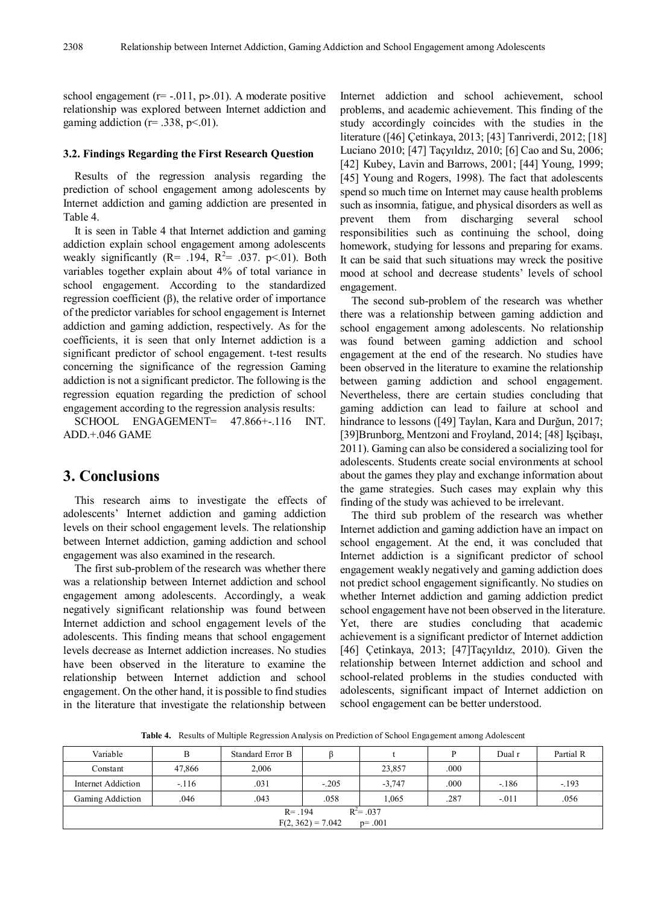school engagement ($r= -.011$, $p>.01$). A moderate positive relationship was explored between Internet addiction and gaming addiction ($r= .338$, $p<.01$).

### 3.2. Findings Regarding the First Research Question

Results of the regression analysis regarding the prediction of school engagement among adolescents by Internet addiction and gaming addiction are presented in Table 4.

It is seen in Table 4 that Internet addiction and gaming addiction explain school engagement among adolescents weakly significantly ($R= .194$, $R^2= .037$. $p<.01$). Both variables together explain about 4% of total variance in school engagement. According to the standardized regression coefficient (β), the relative order of importance of the predictor variables for school engagement is Internet addiction and gaming addiction, respectively. As for the coefficients, it is seen that only Internet addiction is a significant predictor of school engagement. t-test results concerning the significance of the regression Gaming addiction is not a significant predictor. The following is the regression equation regarding the prediction of school engagement according to the regression analysis results:

SCHOOL ENGAGEMENT= 47.866+-.116 INT. ADD.+.046 GAME

## 3. Conclusions

This research aims to investigate the effects of adolescents' Internet addiction and gaming addiction levels on their school engagement levels. The relationship between Internet addiction, gaming addiction and school engagement was also examined in the research.

The first sub-problem of the research was whether there was a relationship between Internet addiction and school engagement among adolescents. Accordingly, a weak negatively significant relationship was found between Internet addiction and school engagement levels of the adolescents. This finding means that school engagement levels decrease as Internet addiction increases. No studies have been observed in the literature to examine the relationship between Internet addiction and school engagement. On the other hand, it is possible to find studies in the literature that investigate the relationship between Internet addiction and school achievement, school problems, and academic achievement. This finding of the study accordingly coincides with the studies in the literature ([46] Çetinkaya, 2013; [43] Tanriverdi, 2012; [18] Luciano 2010; [47] Taçyıldız, 2010; [6] Cao and Su, 2006; [42] Kubey, Lavin and Barrows, 2001; [44] Young, 1999; [45] Young and Rogers, 1998). The fact that adolescents spend so much time on Internet may cause health problems such as insomnia, fatigue, and physical disorders as well as prevent them from discharging several school responsibilities such as continuing the school, doing homework, studying for lessons and preparing for exams. It can be said that such situations may wreck the positive mood at school and decrease students' levels of school engagement.

The second sub-problem of the research was whether there was a relationship between gaming addiction and school engagement among adolescents. No relationship was found between gaming addiction and school engagement at the end of the research. No studies have been observed in the literature to examine the relationship between gaming addiction and school engagement. Nevertheless, there are certain studies concluding that gaming addiction can lead to failure at school and hindrance to lessons ([49] Taylan, Kara and Durğun, 2017; [39]Brunborg, Mentzoni and Froyland, 2014; [48] Işçibaşı, 2011). Gaming can also be considered a socializing tool for adolescents. Students create social environments at school about the games they play and exchange information about the game strategies. Such cases may explain why this finding of the study was achieved to be irrelevant.

The third sub problem of the research was whether Internet addiction and gaming addiction have an impact on school engagement. At the end, it was concluded that Internet addiction is a significant predictor of school engagement weakly negatively and gaming addiction does not predict school engagement significantly. No studies on whether Internet addiction and gaming addiction predict school engagement have not been observed in the literature. Yet, there are studies concluding that academic achievement is a significant predictor of Internet addiction [46] Çetinkaya, 2013; [47]Taçyıldız, 2010). Given the relationship between Internet addiction and school and school-related problems in the studies conducted with adolescents, significant impact of Internet addiction on school engagement can be better understood.

**Table 4.** Results of Multiple Regression Analysis on Prediction of School Engagement among Adolescent

| Variable | B | Standard Error B | β | t | P | Dual r | Partial R |
|---|---|---|---|---|---|---|---|
| Constant | 47,866 | 2,006 | | 23,857 | .000 | | |
| Internet Addiction | -.116 | .031 | -.205 | -3,747 | .000 | -.186 | -.193 |
| Gaming Addiction | .046 | .043 | .058 | 1,065 | .287 | -.011 | .056 |
| $R= .194$ $R^2= .037$ $F(2, 362) = 7.042$ $p= .001$ | | | | | | | |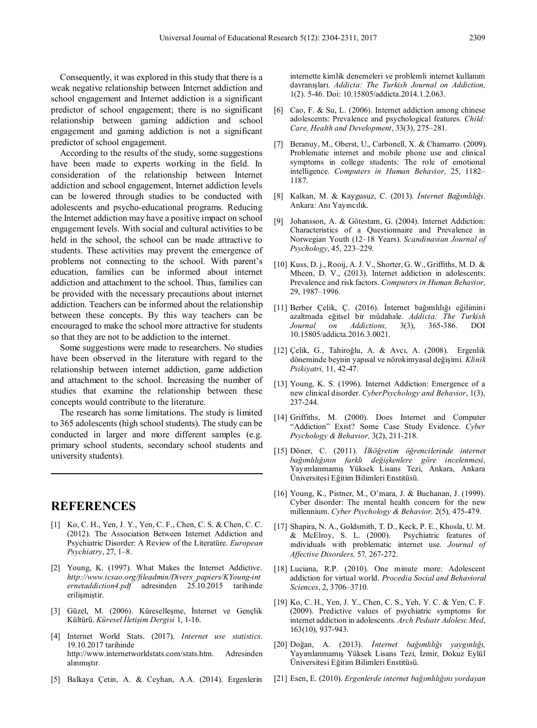Consequently, it was explored in this study that there is a weak negative relationship between Internet addiction and school engagement and Internet addiction is a significant predictor of school engagement; there is no significant relationship between gaming addiction and school engagement and gaming addiction is not a significant predictor of school engagement.

According to the results of the study, some suggestions have been made to experts working in the field. In consideration of the relationship between Internet addiction and school engagement, Internet addiction levels can be lowered through studies to be conducted with adolescents and psycho-educational programs. Reducing the Internet addiction may have a positive impact on school engagement levels. With social and cultural activities to be held in the school, the school can be made attractive to students. These activities may prevent the emergence of problems not connecting to the school. With parent's education, families can be informed about internet addiction and attachment to the school. Thus, families can be provided with the necessary precautions about internet addiction. Teachers can be informed about the relationship between these concepts. By this way teachers can be encouraged to make the school more attractive for students so that they are not to be addiction to the internet.

Some suggestions were made to researchers. No studies have been observed in the literature with regard to the relationship between internet addiction, game addiction and attachment to the school. Increasing the number of studies that examine the relationship between these concepts would contribute to the literature.

The research has some limitations. The study is limited to 365 adolescents (high school students). The study can be conducted in larger and more different samples (e.g. primary school students, secondary school students and university students).

# REFERENCES

[1] Ko, C. H., Yen, J. Y., Yen, C. F., Chen, C. S. & Chen, C. C. (2012). The Association Between Internet Addiction and Psychiatric Disorder: A Review of the Literatüre. *European Psychiatry*, 27, 1–8.

[2] Young, K. (1997). What Makes the Internet Addictive. *http://www.icsao.org/fileadmin/Divers_papiers/KYoung-internetaddiction4.pdf* adresinden 25.10.2015 tarihinde erilişmiştir.

[3] Güzel, M. (2006). Küreselleşme, İnternet ve Gençlik Kültürü. *Küresel İletişim Dergisi* 1, 1-16.

[4] Internet World Stats. (2017). *Internet use statistics*. 19.10.2017 tarihinde http://www.internetworldstats.com/stats.htm. Adresinden alınmıştır.

[5] Balkaya Çetin, A. & Ceyhan, A.A. (2014). Ergenlerin internette kimlik denemeleri ve problemli internet kullanım davranışları. *Addicta: The Turkish Journal on Addiction,* 1(2). 5-46. Doi: 10.15805/addicta.2014.1.2.063.

[6] Cao, F. & Su, L. (2006). Internet addiction among chinese adolescents: Prevalence and psychological features*. Child: Care, Health and Development*, 33(3), 275–281.

[7] Beranuy, M., Oberst, U., Carbonell, X. & Chamarro. (2009). Problematic internet and mobile phone use and clinical symptoms in college students: The role of emotional intelligence. *Computers in Human Behavior,* 25, 1182–1187.

[8] Kalkan, M. & Kaygusuz, C. (2013). *İnternet Bağımlılığı*. Ankara: Anı Yayıncılık.

[9] Johansson, A. & Götestam, G. (2004). Internet Addiction: Characteristics of a Questionnaire and Prevalence in Norwegian Youth (12–18 Years). *Scandinavian Journal of Psychology*, 45, 223–229.

[10] Kuss, D. j., Rooij, A. J. V., Shorter, G. W., Griffiths, M. D. & Mheen, D. V., (2013). Internet addiction in adolescents: Prevalence and risk factors. *Computers in Human Behavior,* 29, 1987–1996.

[11] Berber Çelik, Ç. (2016). İnternet bağımlılığı eğilimini azaltmada eğitsel bir müdahale. *Addicta: The Turkish Journal on Addictions,* 3(3), 365-386. DOI 10.15805/addicta.2016.3.0021.

[12] Çelik, G., Tahiroğlu, A. & Avcı, A. (2008). Ergenlik döneminde beynin yapısal ve nörokimyasal değişimi. *Klinik Psikiyatri,* 11, 42-47.

[13] Young, K. S. (1996). Internet Addiction: Emergence of a new clinical disorder. *CyberPsychology and Behavior*, 1(3), 237-244.

[14] Griffiths, M. (2000). Does Internet and Computer "Addiction" Exist? Some Case Study Evidence. *Cyber Psychology & Behavıor,* 3(2), 211-218.

[15] Döner, C. (2011). *İlköğretim öğrencilerinde internet bağımlılığının farklı değişkenlere göre incelenmesi,* Yayımlanmamış Yüksek Lisans Tezi, Ankara, Ankara Üniversitesi Eğitim Bilimleri Enstitüsü.

[16] Young, K., Pistner, M., O'mara, J. & Buchanan, J. (1999). Cyber disorder: The mental health concern for the new millennium. *Cyber Psychology & Behavior,* 2(5), 475-479.

[17] Shapira, N. A., Goldsmith, T. D., Keck, P. E., Khosla, U. M. & McElroy, S. L. (2000). Psychiatric features of ındividuals with problematic internet use. *Journal of Affective Disorders,* 57, 267-272.

[18] Luciana, R.P. (2010). One minute more: Adolescent addiction for virtual world. *Procedia Social and Behavioral Sciences*, 2, 3706–3710.

[19] Ko, C. H., Yen, J. Y., Chen, C. S., Yeh, Y. C. & Yen, C. F. (2009). Predictive values of psychiatric symptoms for internet addiction in adolescents. *Arch Pedıatr Adolesc Med*, 163(10), 937-943.

[20] Doğan, A. (2013). *İnternet bağımlılığı yaygınlığı,* Yayımlanmamış Yüksek Lisans Tezi, İzmir, Dokuz Eylül Üniversitesi Eğitim Bilimleri Enstitüsü.

[21] Esen, E. (2010). *Ergenlerde internet bağımlılığını yordayan*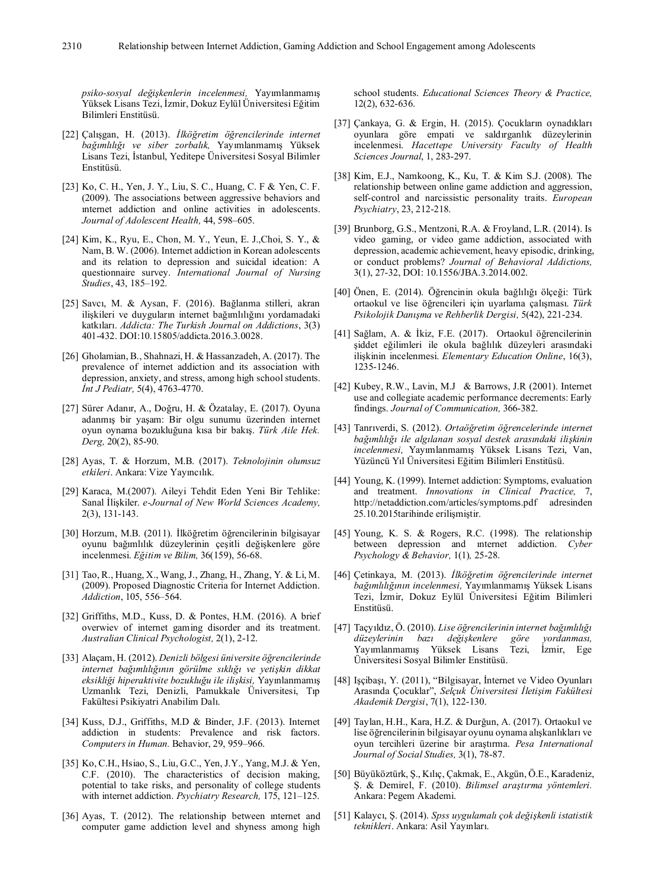*psiko-sosyal değişkenlerin incelenmesi,* Yayımlanmamış Yüksek Lisans Tezi, İzmir, Dokuz Eylül Üniversitesi Eğitim Bilimleri Enstitüsü.

[22] Çalışgan, H. (2013). *İlköğretim öğrencilerinde internet bağımlılığı ve siber zorbalık,* Yayımlanmamış Yüksek Lisans Tezi, İstanbul, Yeditepe Üniversitesi Sosyal Bilimler Enstitüsü.

[23] Ko, C. H., Yen, J. Y., Liu, S. C., Huang, C. F & Yen, C. F. (2009). The associations between aggressive behaviors and ınternet addiction and online activities in adolescents. *Journal of Adolescent Health,* 44, 598–605.

[24] Kim, K., Ryu, E., Chon, M. Y., Yeun, E. J.,Choi, S. Y., & Nam, B. W. (2006). Internet addiction in Korean adolescents and its relation to depression and suicidal ideation: A questionnaire survey. *International Journal of Nursing Studies*, 43, 185–192.

[25] Savcı, M. & Aysan, F. (2016). Bağlanma stilleri, akran ilişkileri ve duyguların internet bağımlılığını yordamadaki katkıları. *Addicta: The Turkish Journal on Addictions*, 3(3) 401-432. DOI:10.15805/addicta.2016.3.0028.

[26] Gholamian, B., Shahnazi, H. & Hassanzadeh, A. (2017). The prevalence of internet addiction and its association with depression, anxiety, and stress, among high school students. *İnt J Pediatr,* 5(4), 4763-4770.

[27] Sürer Adanır, A., Doğru, H. & Özatalay, E. (2017). Oyuna adanmış bir yaşam: Bir olgu sunumu üzerinden internet oyun oynama bozukluğuna kısa bir bakış. *Türk Aile Hek. Derg,* 20(2), 85-90.

[28] Ayas, T. & Horzum, M.B. (2017). *Teknolojinin olumsuz etkileri*. Ankara: Vize Yayıncılık.

[29] Karaca, M.(2007). Aileyi Tehdit Eden Yeni Bir Tehlike: Sanal İlişkiler. *e-Journal of New World Sciences Academy,* 2(3), 131-143.

[30] Horzum, M.B. (2011). İlköğretim öğrencilerinin bilgisayar oyunu bağımlılık düzeylerinin çeşitli değişkenlere göre incelenmesi. *Eğitim ve Bilim,* 36(159), 56-68.

[31] Tao, R., Huang, X., Wang, J., Zhang, H., Zhang, Y. & Li, M. (2009). Proposed Diagnostic Criteria for Internet Addiction. *Addiction*, 105, 556–564.

[32] Griffiths, M.D., Kuss, D. & Pontes, H.M. (2016). A brief overwiev of internet gaming disorder and its treatment. *Australian Clinical Psychologist,* 2(1), 2-12.

[33] Alaçam, H. (2012). *Denizli bölgesi üniversite öğrencilerinde internet bağımlılığının görülme sıklığı ve yetişkin dikkat eksikliği hiperaktivite bozukluğu ile ilişkisi,* Yayımlanmamış Uzmanlık Tezi, Denizli, Pamukkale Üniversitesi, Tıp Fakültesi Psikiyatri Anabilim Dalı.

[34] Kuss, D.J., Griffiths, M.D & Binder, J.F. (2013). Internet addiction in students: Prevalence and risk factors. *Computers in Human.* Behavior, 29, 959–966.

[35] Ko, C.H., Hsiao, S., Liu, G.C., Yen, J.Y., Yang, M.J. & Yen, C.F. (2010). The characteristics of decision making, potential to take risks, and personality of college students with internet addiction. *Psychiatry Research,* 175, 121–125.

[36] Ayas, T. (2012). The relationship between ınternet and computer game addiction level and shyness among high school students. *Educational Sciences Theory & Practice,* 12(2), 632-636.

[37] Çankaya, G. & Ergin, H. (2015). Çocukların oynadıkları oyunlara göre empati ve saldırganlık düzeylerinin incelenmesi. *Hacettepe University Faculty of Health Sciences Journal*, 1, 283-297.

[38] Kim, E.J., Namkoong, K., Ku, T. & Kim S.J. (2008). The relationship between online game addiction and aggression, self-control and narcissistic personality traits. *European Psychiatry*, 23, 212-218.

[39] Brunborg, G.S., Mentzoni, R.A. & Froyland, L.R. (2014). Is video gaming, or video game addiction, associated with depression, academic achievement, heavy episodic, drinking, or conduct problems? *Journal of Behavioral Addictions,* 3(1), 27-32, DOI: 10.1556/JBA.3.2014.002.

[40] Önen, E. (2014). Öğrencinin okula bağlılığı ölçeği: Türk ortaokul ve lise öğrencileri için uyarlama çalışması. *Türk Psikolojik Danışma ve Rehberlik Dergisi,* 5(42), 221-234.

[41] Sağlam, A. & İkiz, F.E. (2017). Ortaokul öğrencilerinin şiddet eğilimleri ile okula bağlılık düzeyleri arasındaki ilişkinin incelenmesi. *Elementary Education Online*, 16(3), 1235-1246.

[42] Kubey, R.W., Lavin, M.J & Barrows, J.R (2001). Internet use and collegiate academic performance decrements: Early findings. *Journal of Communication,* 366-382.

[43] Tanrıverdi, S. (2012). *Ortaöğretim öğrencelerinde internet bağımlılığı ile algılanan sosyal destek arasındaki ilişkinin incelenmesi,* Yayımlanmamış Yüksek Lisans Tezi, Van, Yüzüncü Yıl Üniversitesi Eğitim Bilimleri Enstitüsü.

[44] Young, K. (1999). Internet addiction: Symptoms, evaluation and treatment. *Innovations in Clinical Practice,* 7, http://netaddiction.com/articles/symptoms.pdf adresinden 25.10.2015tarihinde erişilmiştir.

[45] Young, K. S. & Rogers, R.C. (1998). The relationship between depression and ınternet addiction. *Cyber Psychology & Behavior,* 1(1)*,* 25-28.

[46] Çetinkaya, M. (2013). *İlköğretim öğrencilerinde internet bağımlılığının incelenmesi,* Yayımlanmamış Yüksek Lisans Tezi, İzmir, Dokuz Eylül Üniversitesi Eğitim Bilimleri Enstitüsü.

[47] Taçyıldız, Ö. (2010). *Lise öğrencilerinin internet bağımlılığı düzeylerinin bazı değişkenlere göre yordanması,* Yayımlanmamış Yüksek Lisans Tezi, İzmir, Ege Üniversitesi Sosyal Bilimler Enstitüsü.

[48] Işçibaşı, Y. (2011), "Bilgisayar, İnternet ve Video Oyunları Arasında Çocuklar", *Selçuk Üniversitesi İletişim Fakültesi Akademik Dergisi*, 7(1), 122-130.

[49] Taylan, H.H., Kara, H.Z. & Durğun, A. (2017). Ortaokul ve lise öğrencilerinin bilgisayar oyunu oynama alışkanlıkları ve oyun tercihleri üzerine bir araştırma. *Pesa International Journal of Social Studies,* 3(1), 78-87.

[50] Büyüköztürk, Ş., Kılıç, Çakmak, E., Akgün, Ö.E., Karadeniz, Ş. & Demirel, F. (2010). *Bilimsel araştırma yöntemleri.* Ankara: Pegem Akademi.

[51] Kalaycı, Ş. (2014). *Spss uygulamalı çok değişkenli istatistik teknikleri*. Ankara: Asil Yayınları.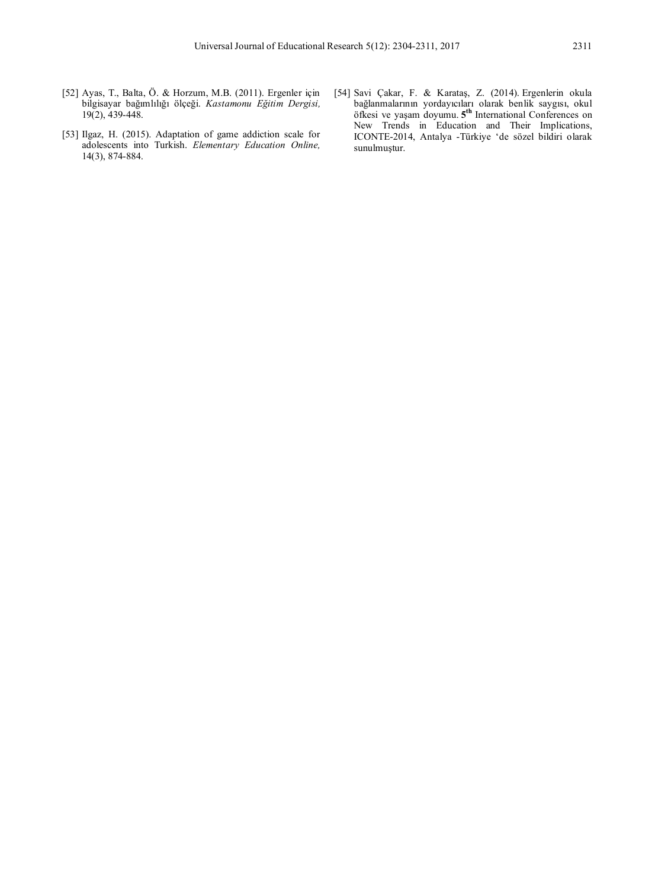[52] Ayas, T., Balta, Ö. & Horzum, M.B. (2011). Ergenler için bilgisayar bağımlılığı ölçeği. *Kastamonu Eğitim Dergisi,* 19(2), 439-448.

[53] Ilgaz, H. (2015). Adaptation of game addiction scale for adolescents into Turkish. *Elementary Education Online,* 14(3), 874-884.

[54] Savi Çakar, F. & Karataş, Z. (2014). Ergenlerin okula bağlanmalarının yordayıcıları olarak benlik saygısı, okul öfkesi ve yaşam doyumu. **5th** International Conferences on New Trends in Education and Their Implications, ICONTE-2014, Antalya -Türkiye 'de sözel bildiri olarak sunulmuştur.